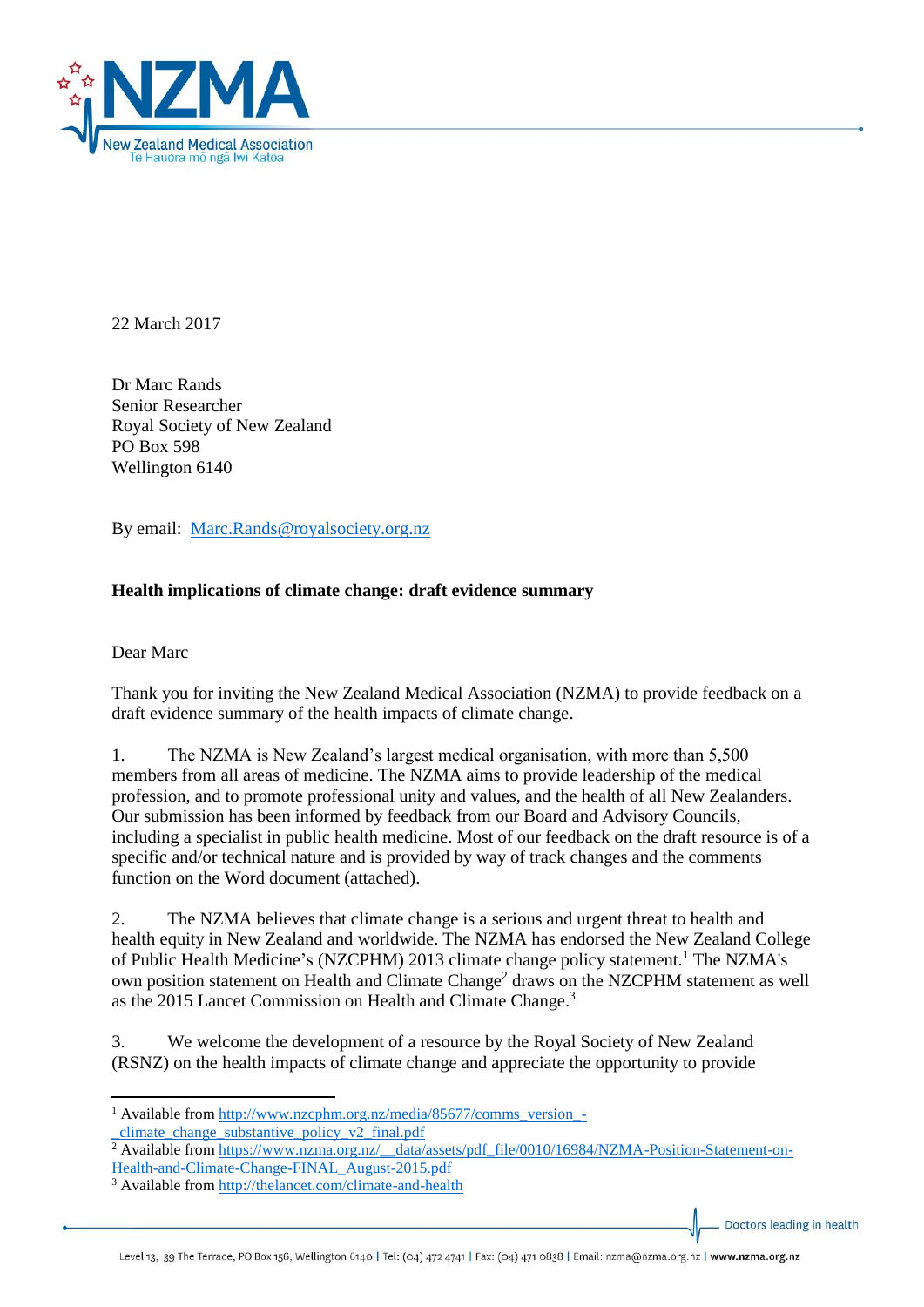22 March 2017

Dr Marc Rands
Senior Researcher
Royal Society of New Zealand
PO Box 598
Wellington 6140

By email: Marc.Rands@royalsociety.org.nz

**Health implications of climate change: draft evidence summary**

Dear Marc

Thank you for inviting the New Zealand Medical Association (NZMA) to provide feedback on a draft evidence summary of the health impacts of climate change.

1. The NZMA is New Zealand's largest medical organisation, with more than 5,500 members from all areas of medicine. The NZMA aims to provide leadership of the medical profession, and to promote professional unity and values, and the health of all New Zealanders. Our submission has been informed by feedback from our Board and Advisory Councils, including a specialist in public health medicine. Most of our feedback on the draft resource is of a specific and/or technical nature and is provided by way of track changes and the comments function on the Word document (attached).

2. The NZMA believes that climate change is a serious and urgent threat to health and health equity in New Zealand and worldwide. The NZMA has endorsed the New Zealand College of Public Health Medicine's (NZCPHM) 2013 climate change policy statement.[1] The NZMA's own position statement on Health and Climate Change[2] draws on the NZCPHM statement as well as the 2015 Lancet Commission on Health and Climate Change.[3]

3. We welcome the development of a resource by the Royal Society of New Zealand (RSNZ) on the health impacts of climate change and appreciate the opportunity to provide

[1] Available from http://www.nzcphm.org.nz/media/85677/comms_version_-_climate_change_substantive_policy_v2_final.pdf

[2] Available from https://www.nzma.org.nz/__data/assets/pdf_file/0010/16984/NZMA-Position-Statement-on-Health-and-Climate-Change-FINAL_August-2015.pdf

[3] Available from http://thelancet.com/climate-and-health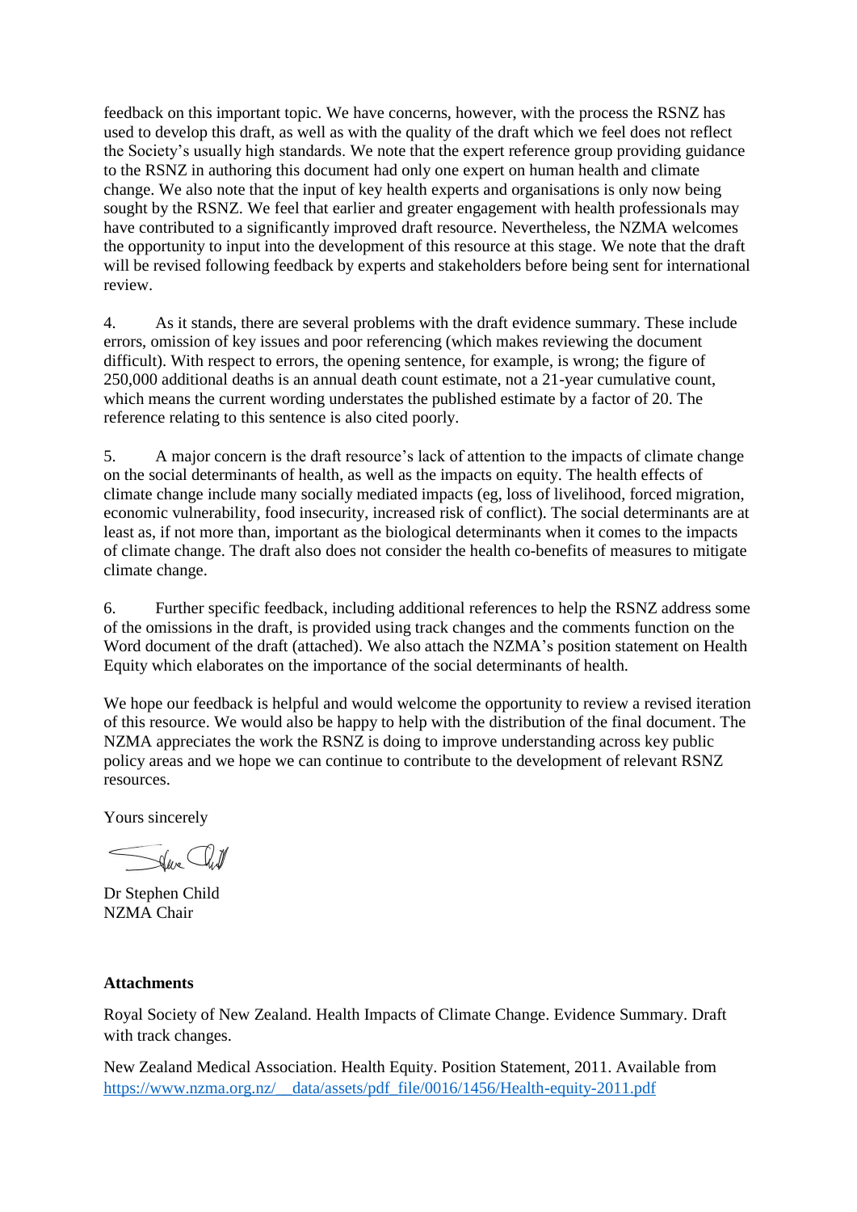feedback on this important topic. We have concerns, however, with the process the RSNZ has used to develop this draft, as well as with the quality of the draft which we feel does not reflect the Society's usually high standards. We note that the expert reference group providing guidance to the RSNZ in authoring this document had only one expert on human health and climate change. We also note that the input of key health experts and organisations is only now being sought by the RSNZ. We feel that earlier and greater engagement with health professionals may have contributed to a significantly improved draft resource. Nevertheless, the NZMA welcomes the opportunity to input into the development of this resource at this stage. We note that the draft will be revised following feedback by experts and stakeholders before being sent for international review.

4. As it stands, there are several problems with the draft evidence summary. These include errors, omission of key issues and poor referencing (which makes reviewing the document difficult). With respect to errors, the opening sentence, for example, is wrong; the figure of 250,000 additional deaths is an annual death count estimate, not a 21-year cumulative count, which means the current wording understates the published estimate by a factor of 20. The reference relating to this sentence is also cited poorly.

5. A major concern is the draft resource's lack of attention to the impacts of climate change on the social determinants of health, as well as the impacts on equity. The health effects of climate change include many socially mediated impacts (eg, loss of livelihood, forced migration, economic vulnerability, food insecurity, increased risk of conflict). The social determinants are at least as, if not more than, important as the biological determinants when it comes to the impacts of climate change. The draft also does not consider the health co-benefits of measures to mitigate climate change.

6. Further specific feedback, including additional references to help the RSNZ address some of the omissions in the draft, is provided using track changes and the comments function on the Word document of the draft (attached). We also attach the NZMA's position statement on Health Equity which elaborates on the importance of the social determinants of health.

We hope our feedback is helpful and would welcome the opportunity to review a revised iteration of this resource. We would also be happy to help with the distribution of the final document. The NZMA appreciates the work the RSNZ is doing to improve understanding across key public policy areas and we hope we can continue to contribute to the development of relevant RSNZ resources.

Yours sincerely

Dr Stephen Child
NZMA Chair

**Attachments**

Royal Society of New Zealand. Health Impacts of Climate Change. Evidence Summary. Draft with track changes.

New Zealand Medical Association. Health Equity. Position Statement, 2011. Available from https://www.nzma.org.nz/__data/assets/pdf_file/0016/1456/Health-equity-2011.pdf